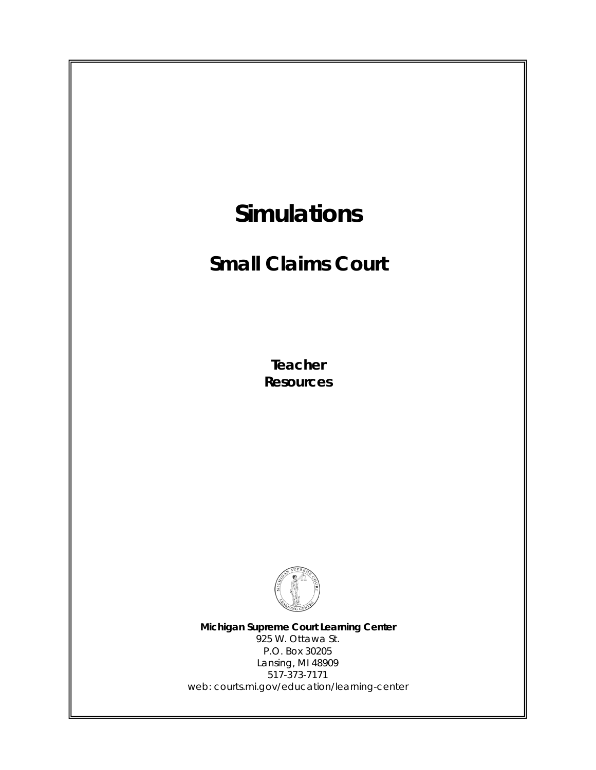# Simulations

## Small Claims Court

**Teacher Resources**

**Michigan Supreme Court Learning Center**
925 W. Ottawa St.
P.O. Box 30205
Lansing, MI 48909
517-373-7171
web: courts.mi.gov/education/learning-center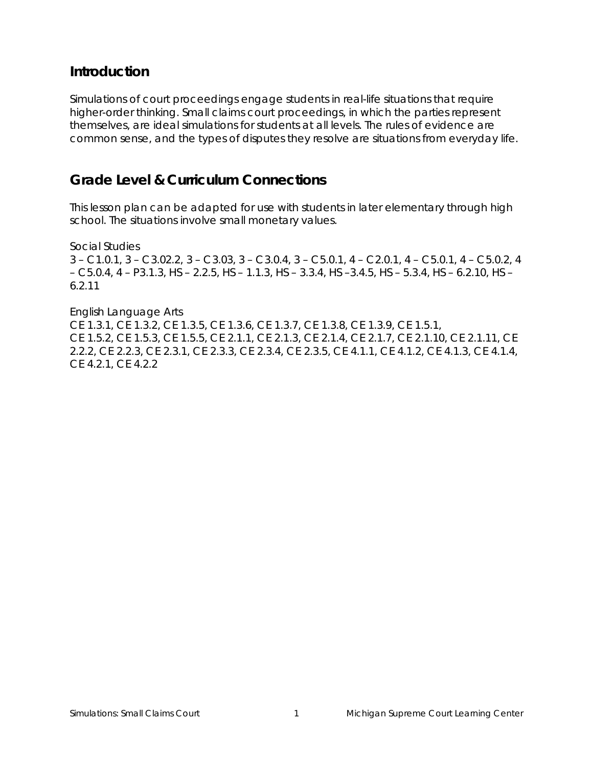## Introduction

Simulations of court proceedings engage students in real-life situations that require higher-order thinking. Small claims court proceedings, in which the parties represent themselves, are ideal simulations for students at all levels. The rules of evidence are common sense, and the types of disputes they resolve are situations from everyday life.

## Grade Level & Curriculum Connections

This lesson plan can be adapted for use with students in later elementary through high school. The situations involve small monetary values.

Social Studies
3 – C1.0.1, 3 – C3.02.2, 3 – C3.03, 3 – C3.0.4, 3 – C5.0.1, 4 – C2.0.1, 4 – C5.0.1, 4 – C5.0.2, 4 – C5.0.4, 4 – P3.1.3, HS – 2.2.5, HS – 1.1.3, HS – 3.3.4, HS –3.4.5, HS – 5.3.4, HS – 6.2.10, HS – 6.2.11

English Language Arts
CE 1.3.1, CE 1.3.2, CE 1.3.5, CE 1.3.6, CE 1.3.7, CE 1.3.8, CE 1.3.9, CE 1.5.1, CE 1.5.2, CE 1.5.3, CE 1.5.5, CE 2.1.1, CE 2.1.3, CE 2.1.4, CE 2.1.7, CE 2.1.10, CE 2.1.11, CE 2.2.2, CE 2.2.3, CE 2.3.1, CE 2.3.3, CE 2.3.4, CE 2.3.5, CE 4.1.1, CE 4.1.2, CE 4.1.3, CE 4.1.4, CE 4.2.1, CE 4.2.2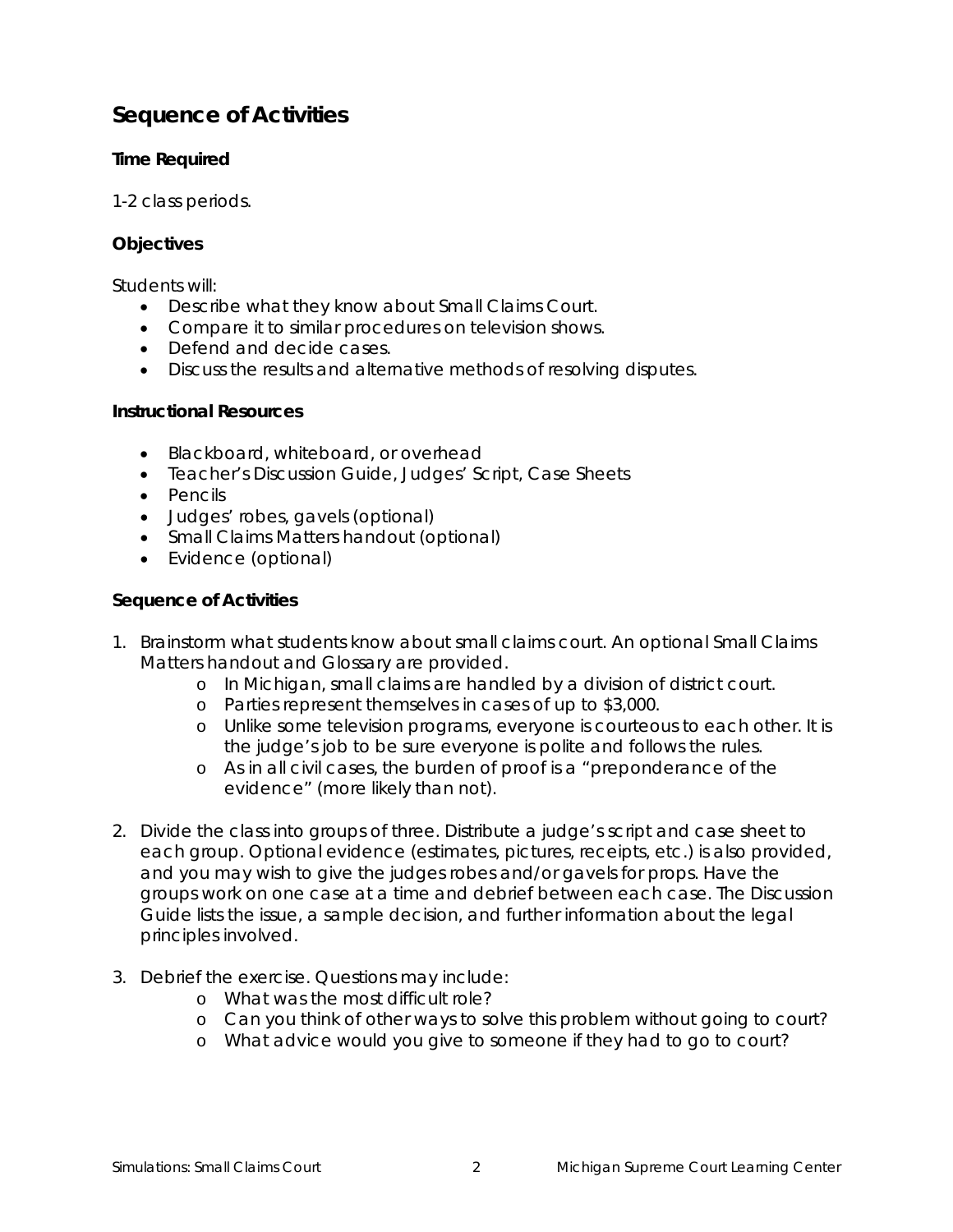## Sequence of Activities

### Time Required

1-2 class periods.

### Objectives

Students will:

- Describe what they know about Small Claims Court.
- Compare it to similar procedures on television shows.
- Defend and decide cases.
- Discuss the results and alternative methods of resolving disputes.

### Instructional Resources

- Blackboard, whiteboard, or overhead
- Teacher's Discussion Guide, Judges' Script, Case Sheets
- Pencils
- Judges' robes, gavels (optional)
- Small Claims Matters handout (optional)
- Evidence (optional)

### Sequence of Activities

1. Brainstorm what students know about small claims court. An optional Small Claims Matters handout and Glossary are provided.
   - In Michigan, small claims are handled by a division of district court.
   - Parties represent themselves in cases of up to $3,000.
   - Unlike some television programs, everyone is courteous to each other. It is the judge's job to be sure everyone is polite and follows the rules.
   - As in all civil cases, the burden of proof is a "preponderance of the evidence" (more likely than not).

2. Divide the class into groups of three. Distribute a judge's script and case sheet to each group. Optional evidence (estimates, pictures, receipts, etc.) is also provided, and you may wish to give the judges robes and/or gavels for props. Have the groups work on one case at a time and debrief between each case. The Discussion Guide lists the issue, a sample decision, and further information about the legal principles involved.

3. Debrief the exercise. Questions may include:
   - What was the most difficult role?
   - Can you think of other ways to solve this problem without going to court?
   - What advice would you give to someone if they had to go to court?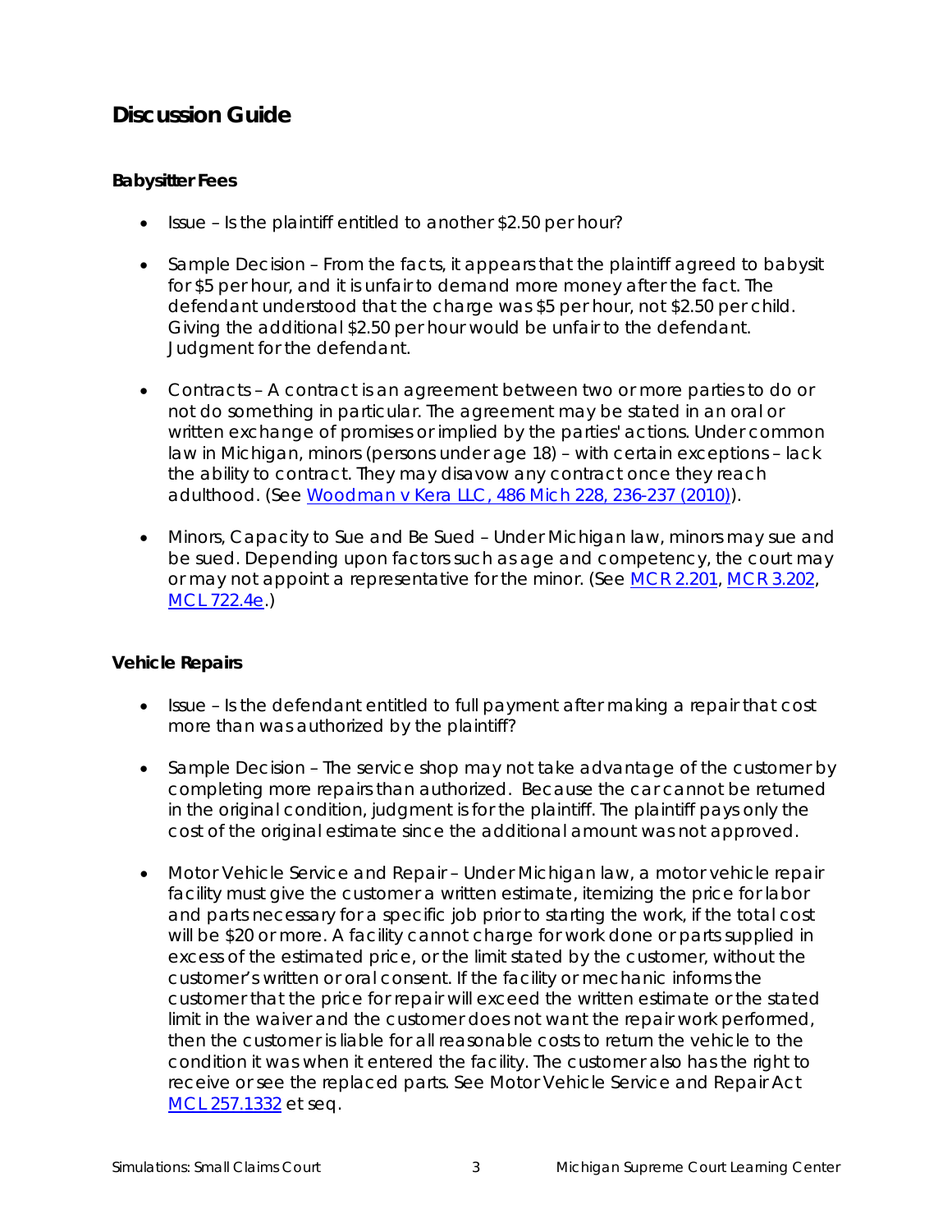## Discussion Guide

### Babysitter Fees

- Issue – Is the plaintiff entitled to another $2.50 per hour?
- Sample Decision – From the facts, it appears that the plaintiff agreed to babysit for $5 per hour, and it is unfair to demand more money after the fact. The defendant understood that the charge was $5 per hour, not $2.50 per child. Giving the additional $2.50 per hour would be unfair to the defendant. Judgment for the defendant.
- Contracts – A contract is an agreement between two or more parties to do or not do something in particular. The agreement may be stated in an oral or written exchange of promises or implied by the parties' actions. Under common law in Michigan, minors (persons under age 18) – with certain exceptions – lack the ability to contract. They may disavow any contract once they reach adulthood. (See Woodman v Kera LLC, 486 Mich 228, 236-237 (2010)).
- Minors, Capacity to Sue and Be Sued – Under Michigan law, minors may sue and be sued. Depending upon factors such as age and competency, the court may or may not appoint a representative for the minor. (See MCR 2.201, MCR 3.202, MCL 722.4e.)

### Vehicle Repairs

- Issue – Is the defendant entitled to full payment after making a repair that cost more than was authorized by the plaintiff?
- Sample Decision – The service shop may not take advantage of the customer by completing more repairs than authorized. Because the car cannot be returned in the original condition, judgment is for the plaintiff. The plaintiff pays only the cost of the original estimate since the additional amount was not approved.
- Motor Vehicle Service and Repair – Under Michigan law, a motor vehicle repair facility must give the customer a written estimate, itemizing the price for labor and parts necessary for a specific job prior to starting the work, if the total cost will be $20 or more. A facility cannot charge for work done or parts supplied in excess of the estimated price, or the limit stated by the customer, without the customer's written or oral consent. If the facility or mechanic informs the customer that the price for repair will exceed the written estimate or the stated limit in the waiver and the customer does not want the repair work performed, then the customer is liable for all reasonable costs to return the vehicle to the condition it was when it entered the facility. The customer also has the right to receive or see the replaced parts. See Motor Vehicle Service and Repair Act MCL 257.1332 et seq.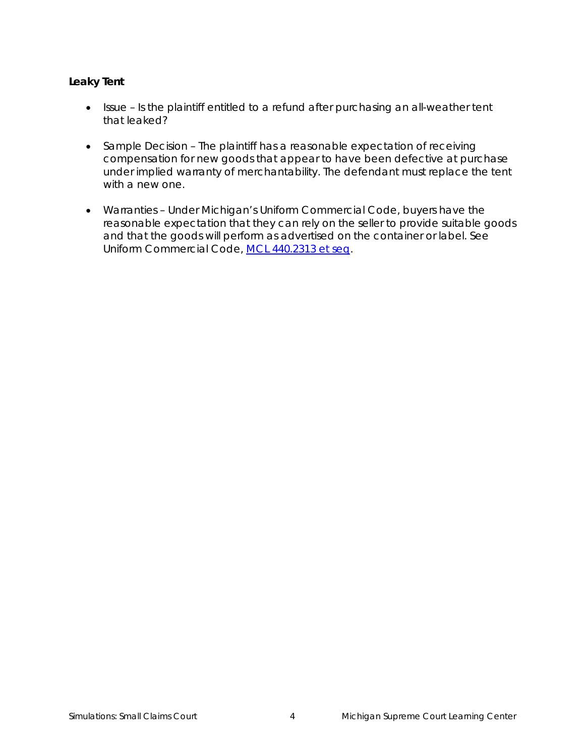**Leaky Tent**

- Issue – Is the plaintiff entitled to a refund after purchasing an all-weather tent that leaked?
- Sample Decision – The plaintiff has a reasonable expectation of receiving compensation for new goods that appear to have been defective at purchase under implied warranty of merchantability. The defendant must replace the tent with a new one.
- Warranties – Under Michigan's Uniform Commercial Code, buyers have the reasonable expectation that they can rely on the seller to provide suitable goods and that the goods will perform as advertised on the container or label. See Uniform Commercial Code, MCL 440.2313 et seq.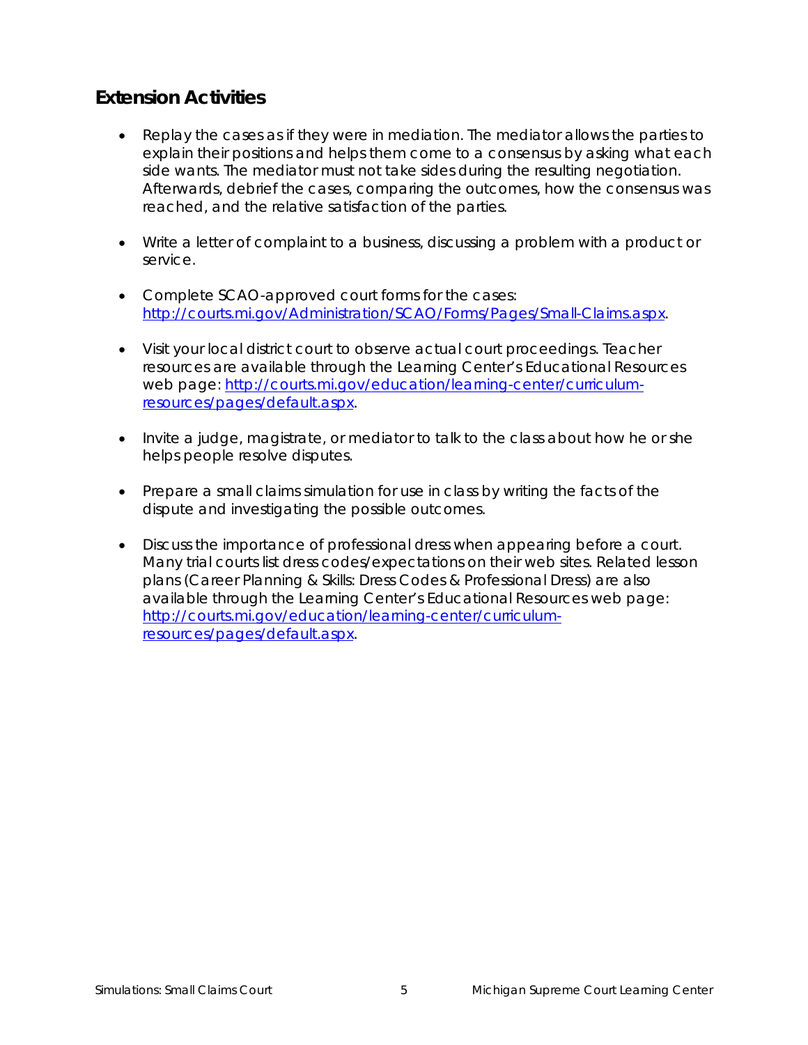## Extension Activities

- Replay the cases as if they were in mediation. The mediator allows the parties to explain their positions and helps them come to a consensus by asking what each side wants. The mediator must not take sides during the resulting negotiation. Afterwards, debrief the cases, comparing the outcomes, how the consensus was reached, and the relative satisfaction of the parties.

- Write a letter of complaint to a business, discussing a problem with a product or service.

- Complete SCAO-approved court forms for the cases: [http://courts.mi.gov/Administration/SCAO/Forms/Pages/Small-Claims.aspx](http://courts.mi.gov/Administration/SCAO/Forms/Pages/Small-Claims.aspx).

- Visit your local district court to observe actual court proceedings. Teacher resources are available through the Learning Center's Educational Resources web page: [http://courts.mi.gov/education/learning-center/curriculum-resources/pages/default.aspx](http://courts.mi.gov/education/learning-center/curriculum-resources/pages/default.aspx).

- Invite a judge, magistrate, or mediator to talk to the class about how he or she helps people resolve disputes.

- Prepare a small claims simulation for use in class by writing the facts of the dispute and investigating the possible outcomes.

- Discuss the importance of professional dress when appearing before a court. Many trial courts list dress codes/expectations on their web sites. Related lesson plans (Career Planning & Skills: Dress Codes & Professional Dress) are also available through the Learning Center's Educational Resources web page: [http://courts.mi.gov/education/learning-center/curriculum-resources/pages/default.aspx](http://courts.mi.gov/education/learning-center/curriculum-resources/pages/default.aspx).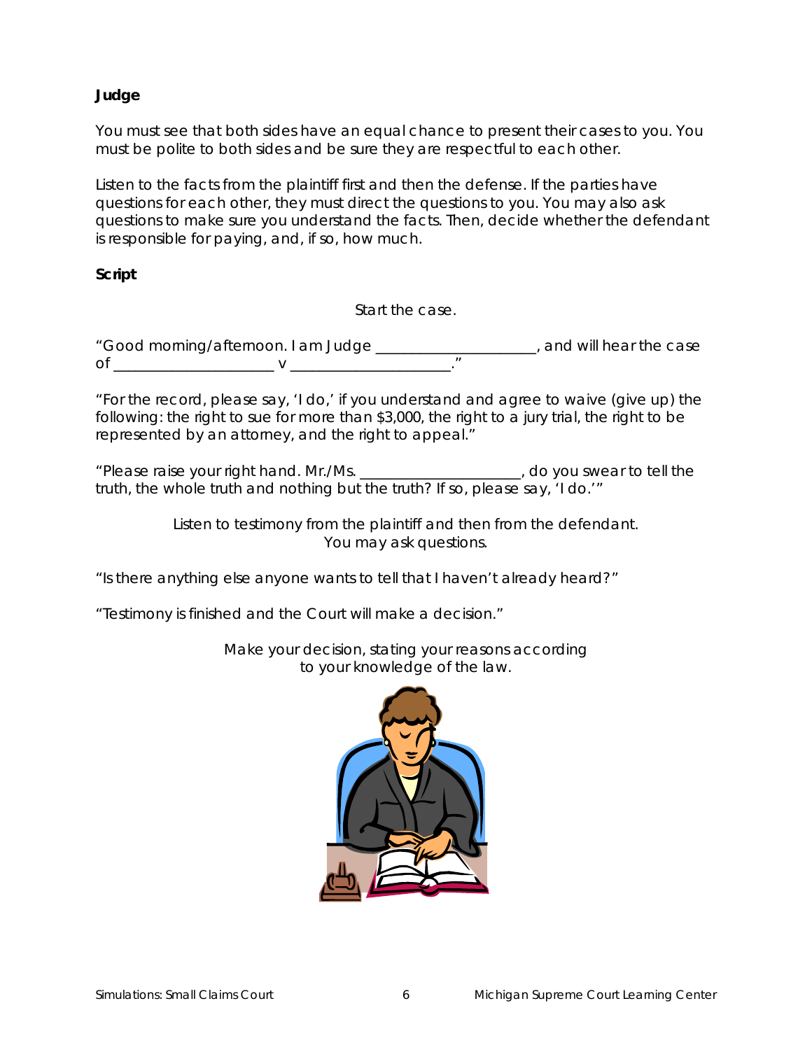**Judge**

You must see that both sides have an equal chance to present their cases to you. You must be polite to both sides and be sure they are respectful to each other.

Listen to the facts from the plaintiff first and then the defense. If the parties have questions for each other, they must direct the questions to you. You may also ask questions to make sure you understand the facts. Then, decide whether the defendant is responsible for paying, and, if so, how much.

**Script**

*Start the case.*

"Good morning/afternoon. I am Judge ____________________, and will hear the case of ____________________ v ____________________."

"For the record, please say, 'I do,' if you understand and agree to waive (give up) the following: the right to sue for more than $3,000, the right to a jury trial, the right to be represented by an attorney, and the right to appeal."

"Please raise your right hand. Mr./Ms. ____________________, do you swear to tell the truth, the whole truth and nothing but the truth? If so, please say, 'I do.'"

*Listen to testimony from the plaintiff and then from the defendant. You may ask questions.*

"Is there anything else anyone wants to tell that I haven't already heard?"

"Testimony is finished and the Court will make a decision."

*Make your decision, stating your reasons according to your knowledge of the law.*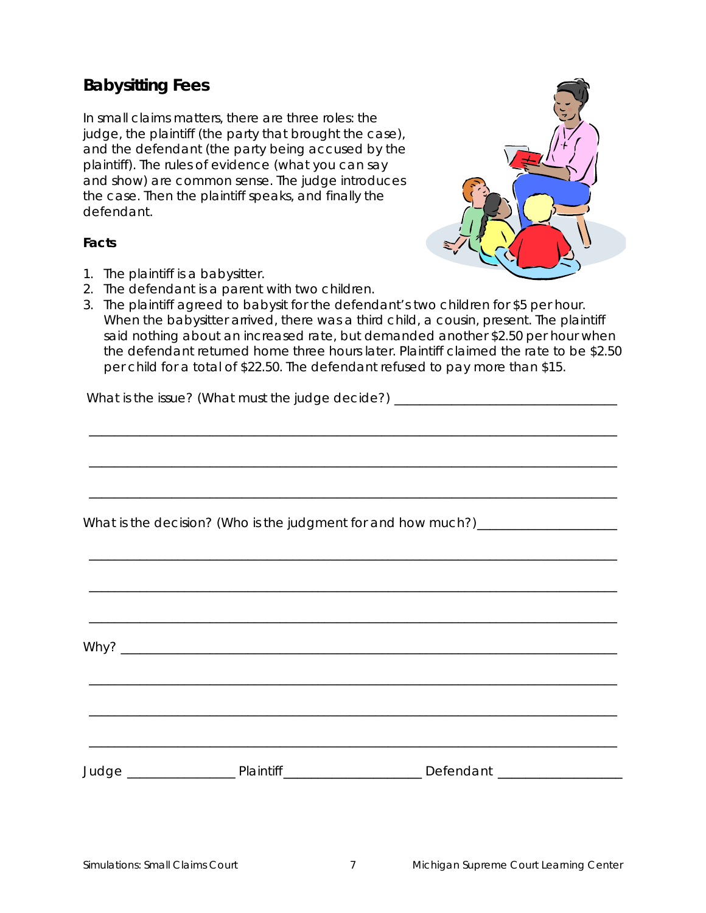## Babysitting Fees

In small claims matters, there are three roles: the judge, the plaintiff (the party that brought the case), and the defendant (the party being accused by the plaintiff). The rules of evidence (what you can say and show) are common sense. The judge introduces the case. Then the plaintiff speaks, and finally the defendant.

**Facts**

1. The plaintiff is a babysitter.
2. The defendant is a parent with two children.
3. The plaintiff agreed to babysit for the defendant's two children for $5 per hour. When the babysitter arrived, there was a third child, a cousin, present. The plaintiff said nothing about an increased rate, but demanded another $2.50 per hour when the defendant returned home three hours later. Plaintiff claimed the rate to be $2.50 per child for a total of $22.50. The defendant refused to pay more than $15.

What is the issue? (What must the judge decide?) ________________________________

______________________________________________________________________________

______________________________________________________________________________

______________________________________________________________________________

What is the decision? (Who is the judgment for and how much?)____________________

______________________________________________________________________________

______________________________________________________________________________

______________________________________________________________________________

Why? _________________________________________________________________________

______________________________________________________________________________

______________________________________________________________________________

______________________________________________________________________________

Judge ________________ Plaintiff ____________________ Defendant __________________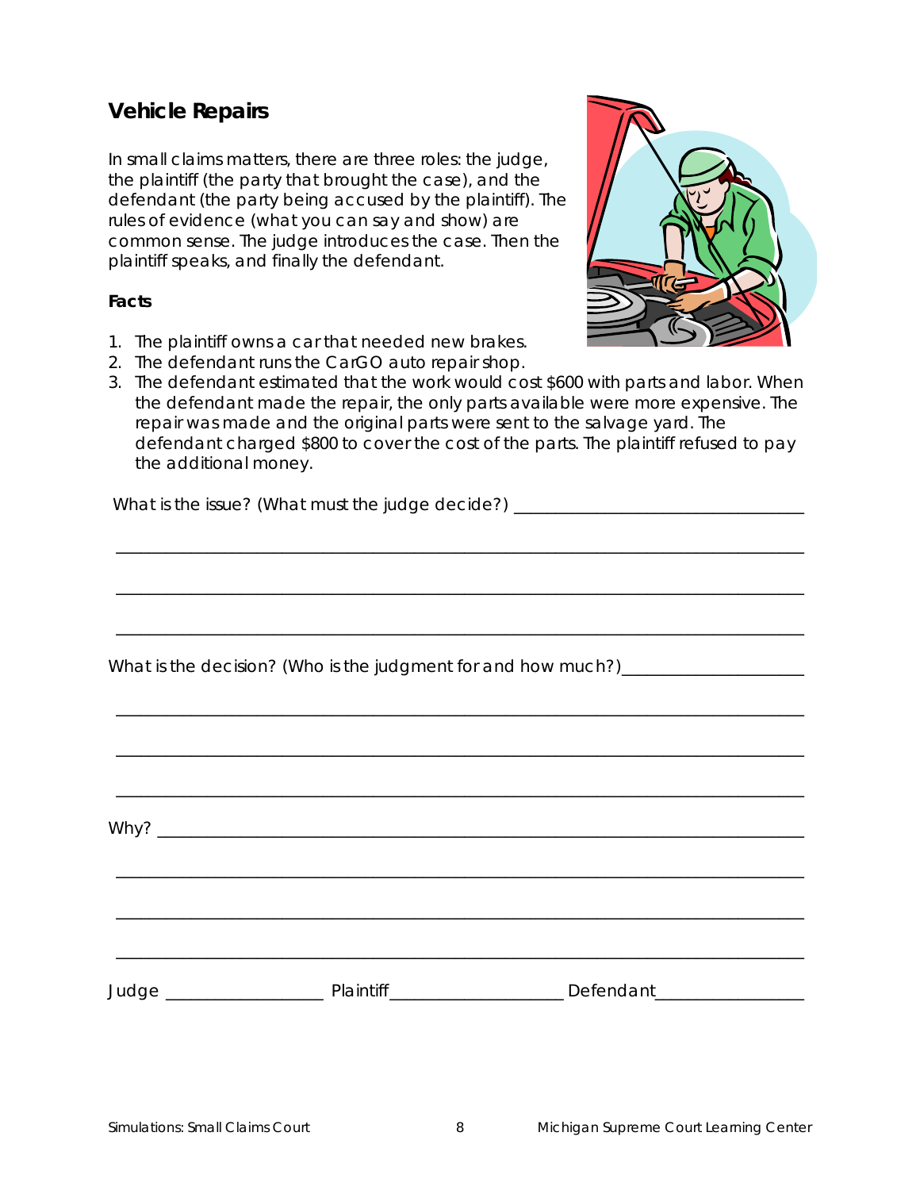## Vehicle Repairs

In small claims matters, there are three roles: the judge, the plaintiff (the party that brought the case), and the defendant (the party being accused by the plaintiff). The rules of evidence (what you can say and show) are common sense. The judge introduces the case. Then the plaintiff speaks, and finally the defendant.

**Facts**

1. The plaintiff owns a car that needed new brakes.
2. The defendant runs the CarGO auto repair shop.
3. The defendant estimated that the work would cost $600 with parts and labor. When the defendant made the repair, the only parts available were more expensive. The repair was made and the original parts were sent to the salvage yard. The defendant charged $800 to cover the cost of the parts. The plaintiff refused to pay the additional money.

What is the issue? (What must the judge decide?) ______________________________

______________________________________________________________________

______________________________________________________________________

______________________________________________________________________

What is the decision? (Who is the judgment for and how much?)__________________

______________________________________________________________________

______________________________________________________________________

______________________________________________________________________

Why? _________________________________________________________________

______________________________________________________________________

______________________________________________________________________

______________________________________________________________________

Judge ________________ Plaintiff__________________ Defendant_______________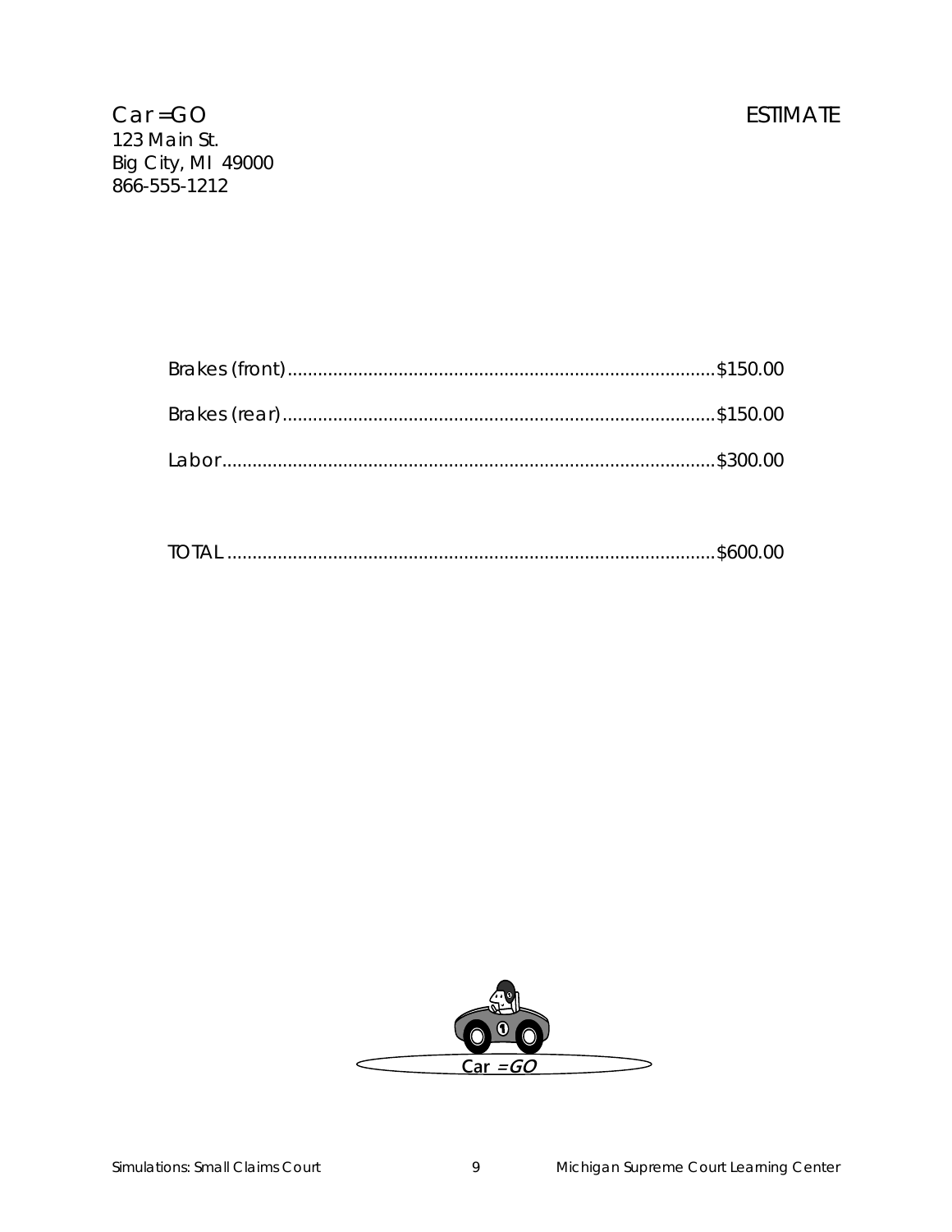Car=GO
123 Main St.
Big City, MI 49000
866-555-1212

ESTIMATE

| Item | Amount |
| --- | --- |
| Brakes (front) | $150.00 |
| Brakes (rear) | $150.00 |
| Labor | $300.00 |
| TOTAL | $600.00 |

Car =GO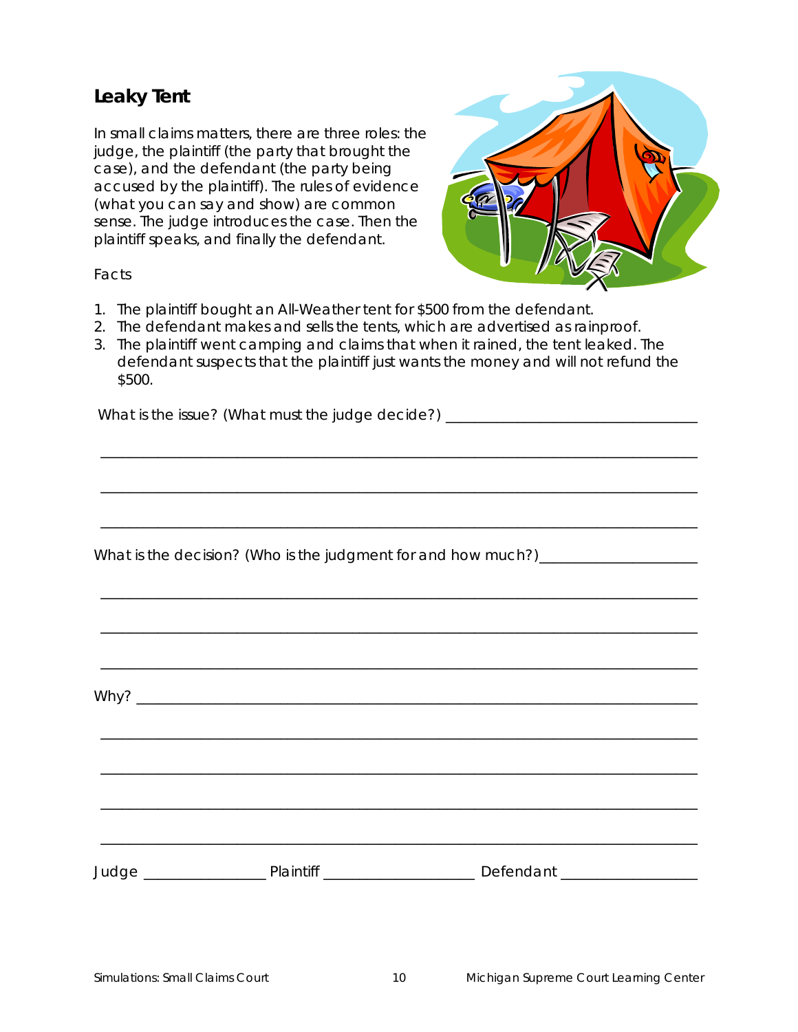## Leaky Tent

In small claims matters, there are three roles: the judge, the plaintiff (the party that brought the case), and the defendant (the party being accused by the plaintiff). The rules of evidence (what you can say and show) are common sense. The judge introduces the case. Then the plaintiff speaks, and finally the defendant.

Facts

1. The plaintiff bought an All-Weather tent for $500 from the defendant.
2. The defendant makes and sells the tents, which are advertised as rainproof.
3. The plaintiff went camping and claims that when it rained, the tent leaked. The defendant suspects that the plaintiff just wants the money and will not refund the $500.

What is the issue? (What must the judge decide?) ________________________________

_____________________________________________________________________________

_____________________________________________________________________________

_____________________________________________________________________________

What is the decision? (Who is the judgment for and how much?)____________________

_____________________________________________________________________________

_____________________________________________________________________________

_____________________________________________________________________________

Why? _________________________________________________________________________

_____________________________________________________________________________

_____________________________________________________________________________

_____________________________________________________________________________

_____________________________________________________________________________

Judge ________________ Plaintiff ____________________ Defendant _________________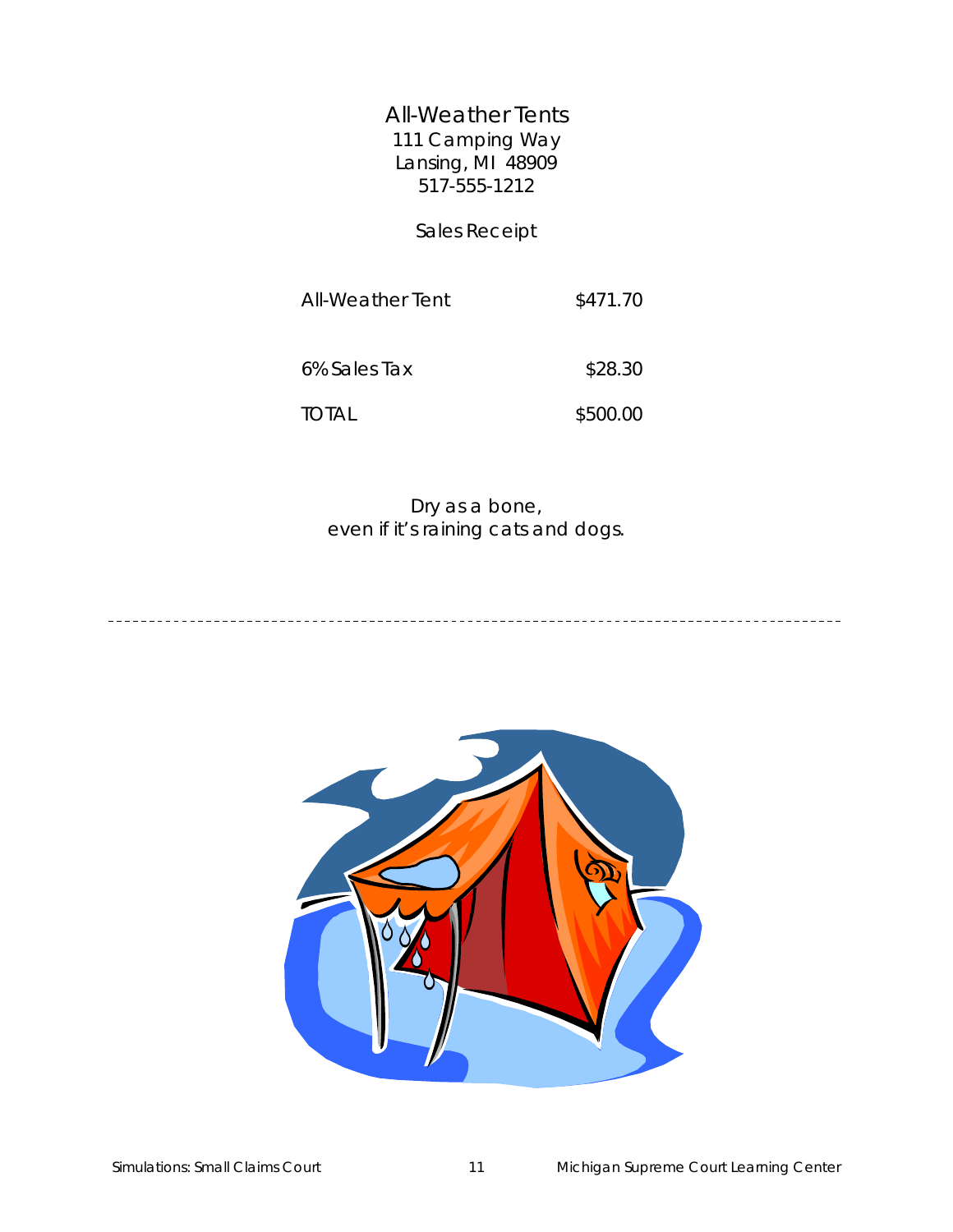# All-Weather Tents

111 Camping Way
Lansing, MI 48909
517-555-1212

## Sales Receipt

| | |
|---|---|
| All-Weather Tent | $471.70 |
| 6% Sales Tax | $28.30 |
| TOTAL | $500.00 |

*Dry as a bone,*
*even if it's raining cats and dogs.*

---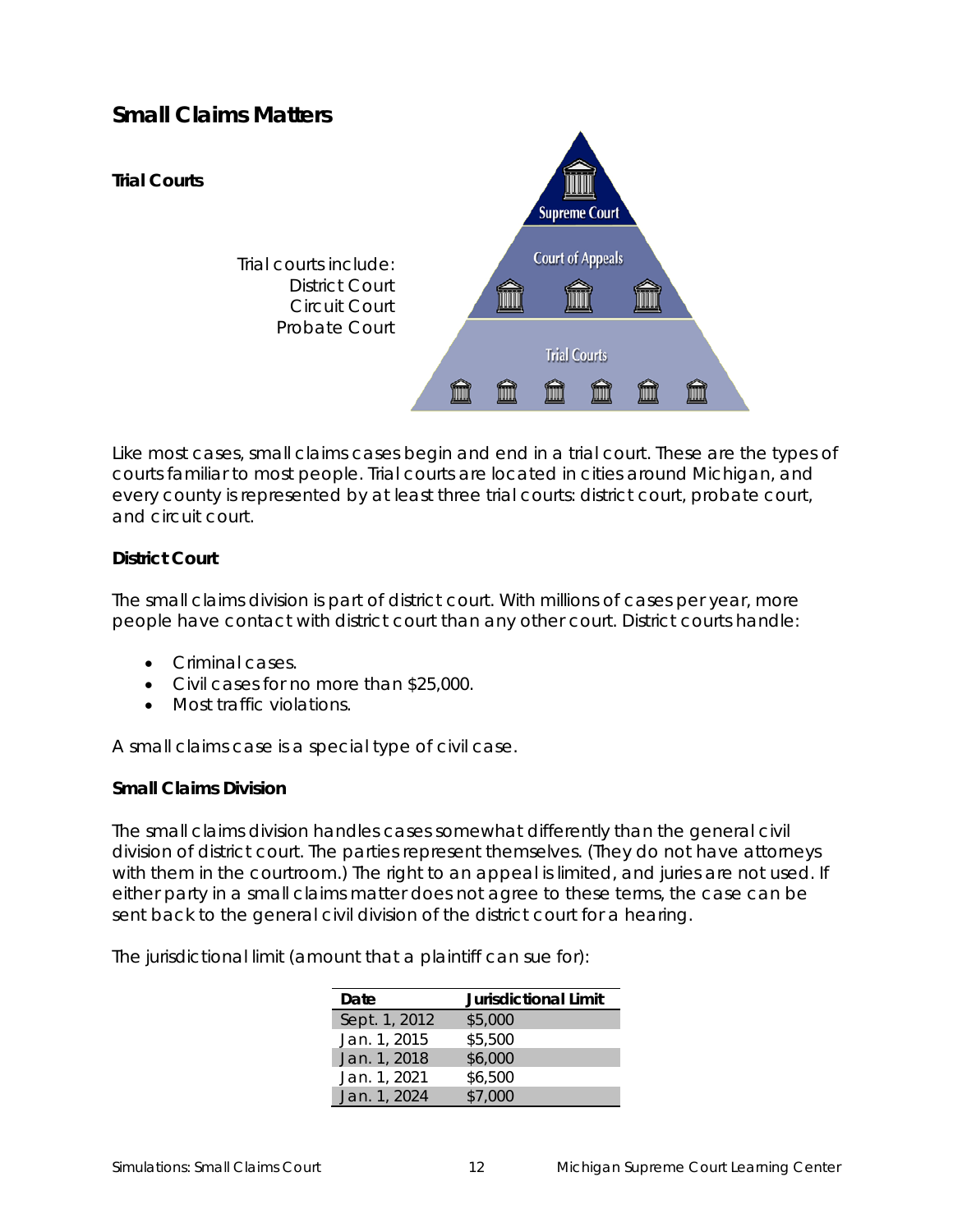# Small Claims Matters

### Trial Courts

Trial courts include:
District Court
Circuit Court
Probate Court

Like most cases, small claims cases begin and end in a trial court. These are the types of courts familiar to most people. Trial courts are located in cities around Michigan, and every county is represented by at least three trial courts: district court, probate court, and circuit court.

### District Court

The small claims division is part of district court. With millions of cases per year, more people have contact with district court than any other court. District courts handle:

- Criminal cases.
- Civil cases for no more than $25,000.
- Most traffic violations.

A small claims case is a special type of civil case.

### Small Claims Division

The small claims division handles cases somewhat differently than the general civil division of district court. The parties represent themselves. (They do not have attorneys with them in the courtroom.) The right to an appeal is limited, and juries are not used. If either party in a small claims matter does not agree to these terms, the case can be sent back to the general civil division of the district court for a hearing.

The jurisdictional limit (amount that a plaintiff can sue for):

| Date | Jurisdictional Limit |
|---|---|
| Sept. 1, 2012 | $5,000 |
| Jan. 1, 2015 | $5,500 |
| Jan. 1, 2018 | $6,000 |
| Jan. 1, 2021 | $6,500 |
| Jan. 1, 2024 | $7,000 |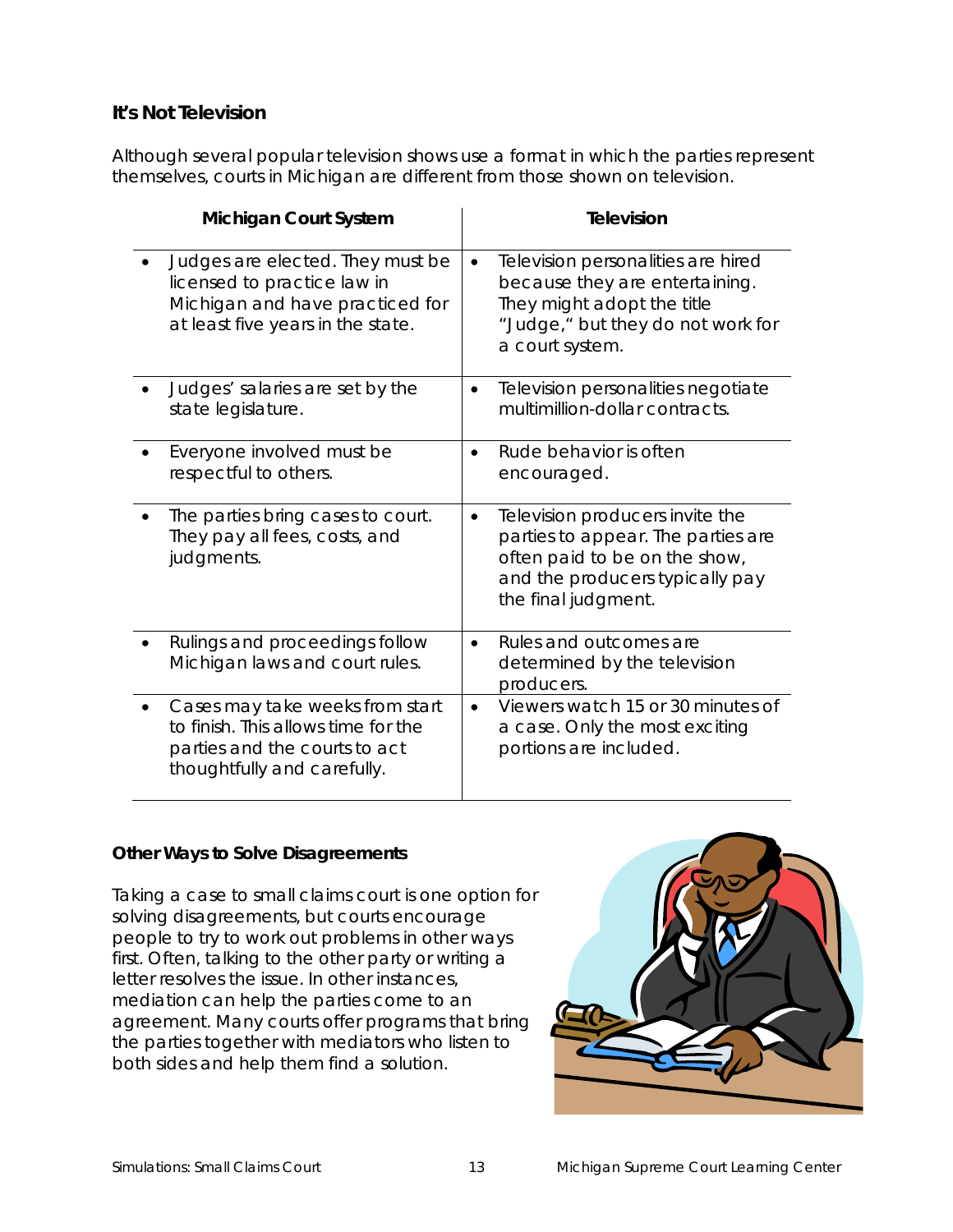### It's Not Television

Although several popular television shows use a format in which the parties represent themselves, courts in Michigan are different from those shown on television.

| Michigan Court System | Television |
|---|---|
| • Judges are elected. They must be licensed to practice law in Michigan and have practiced for at least five years in the state. | • Television personalities are hired because they are entertaining. They might adopt the title "Judge," but they do not work for a court system. |
| • Judges' salaries are set by the state legislature. | • Television personalities negotiate multimillion-dollar contracts. |
| • Everyone involved must be respectful to others. | • Rude behavior is often encouraged. |
| • The parties bring cases to court. They pay all fees, costs, and judgments. | • Television producers invite the parties to appear. The parties are often paid to be on the show, and the producers typically pay the final judgment. |
| • Rulings and proceedings follow Michigan laws and court rules. | • Rules and outcomes are determined by the television producers. |
| • Cases may take weeks from start to finish. This allows time for the parties and the courts to act thoughtfully and carefully. | • Viewers watch 15 or 30 minutes of a case. Only the most exciting portions are included. |

### Other Ways to Solve Disagreements

Taking a case to small claims court is one option for solving disagreements, but courts encourage people to try to work out problems in other ways first. Often, talking to the other party or writing a letter resolves the issue. In other instances, mediation can help the parties come to an agreement. Many courts offer programs that bring the parties together with mediators who listen to both sides and help them find a solution.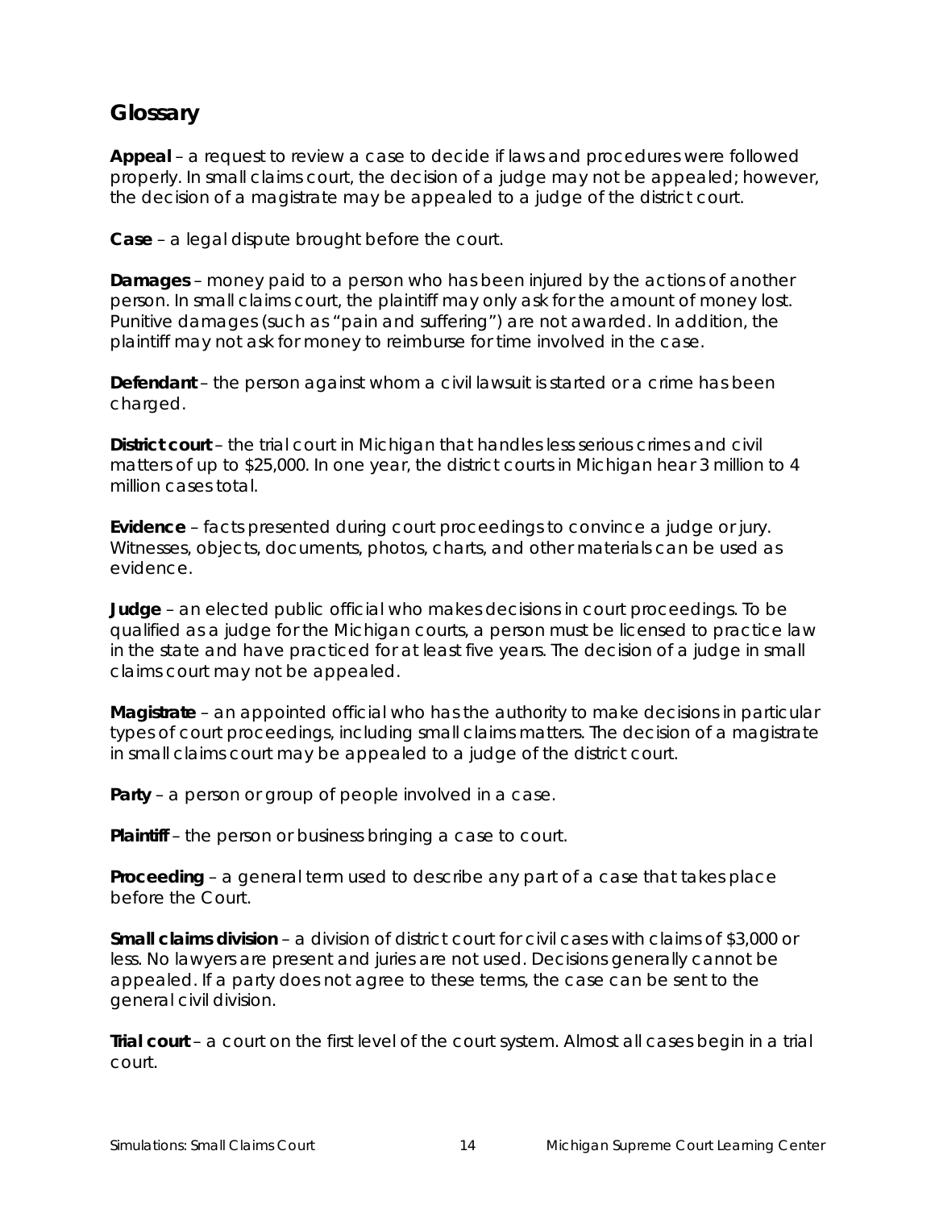## Glossary

**Appeal** – a request to review a case to decide if laws and procedures were followed properly. In small claims court, the decision of a judge may not be appealed; however, the decision of a magistrate may be appealed to a judge of the district court.

**Case** – a legal dispute brought before the court.

**Damages** – money paid to a person who has been injured by the actions of another person. In small claims court, the plaintiff may only ask for the amount of money lost. Punitive damages (such as "pain and suffering") are not awarded. In addition, the plaintiff may not ask for money to reimburse for time involved in the case.

**Defendant** – the person against whom a civil lawsuit is started or a crime has been charged.

**District court** – the trial court in Michigan that handles less serious crimes and civil matters of up to $25,000. In one year, the district courts in Michigan hear 3 million to 4 million cases total.

**Evidence** – facts presented during court proceedings to convince a judge or jury. Witnesses, objects, documents, photos, charts, and other materials can be used as evidence.

**Judge** – an elected public official who makes decisions in court proceedings. To be qualified as a judge for the Michigan courts, a person must be licensed to practice law in the state and have practiced for at least five years. The decision of a judge in small claims court may not be appealed.

**Magistrate** – an appointed official who has the authority to make decisions in particular types of court proceedings, including small claims matters. The decision of a magistrate in small claims court may be appealed to a judge of the district court.

**Party** – a person or group of people involved in a case.

**Plaintiff** – the person or business bringing a case to court.

**Proceeding** – a general term used to describe any part of a case that takes place before the Court.

**Small claims division** – a division of district court for civil cases with claims of $3,000 or less. No lawyers are present and juries are not used. Decisions generally cannot be appealed. If a party does not agree to these terms, the case can be sent to the general civil division.

**Trial court** – a court on the first level of the court system. Almost all cases begin in a trial court.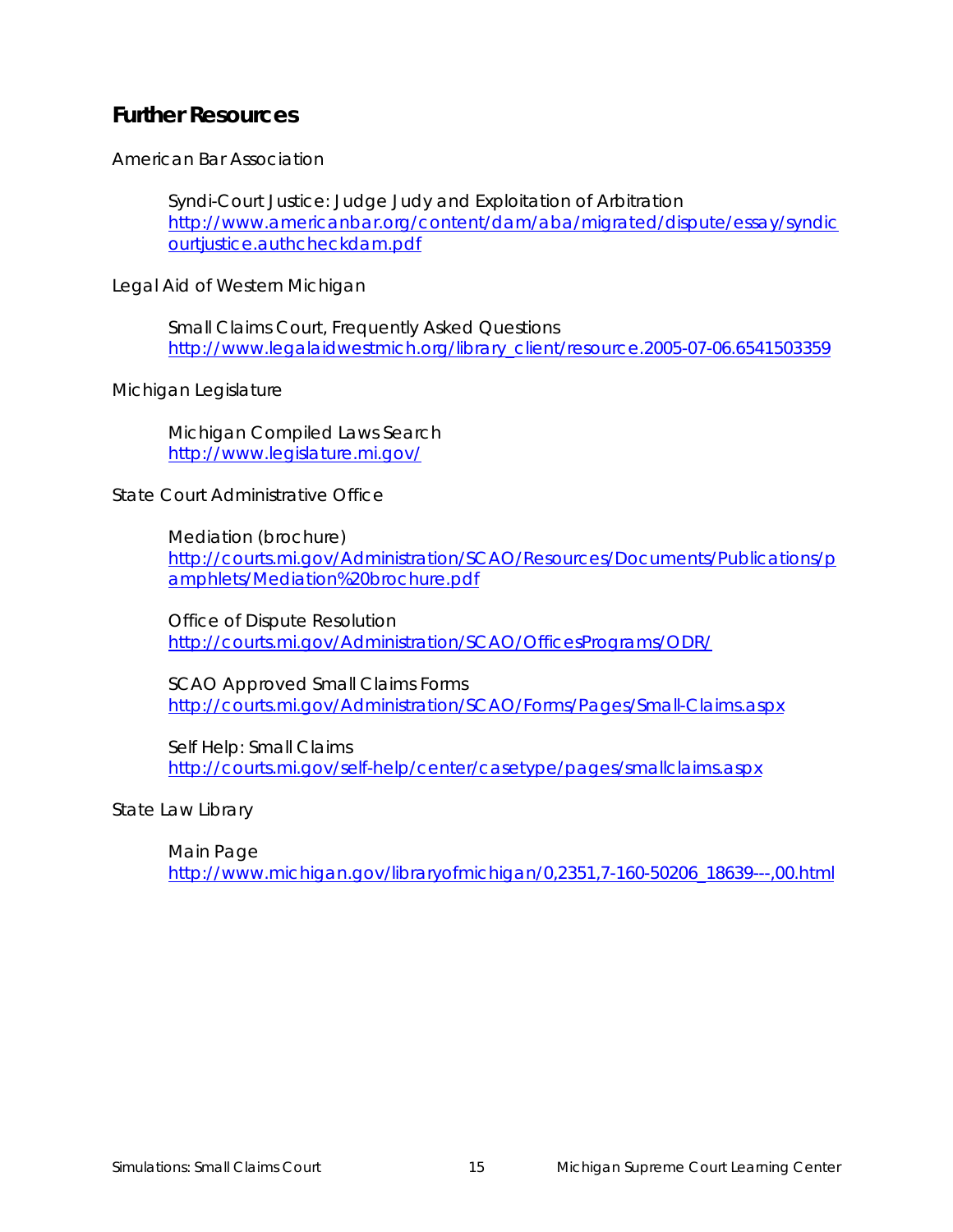## Further Resources

American Bar Association

Syndi-Court Justice: Judge Judy and Exploitation of Arbitration
http://www.americanbar.org/content/dam/aba/migrated/dispute/essay/syndicourtjustice.authcheckdam.pdf

Legal Aid of Western Michigan

Small Claims Court, Frequently Asked Questions
http://www.legalaidwestmich.org/library_client/resource.2005-07-06.6541503359

Michigan Legislature

Michigan Compiled Laws Search
http://www.legislature.mi.gov/

State Court Administrative Office

Mediation (brochure)
http://courts.mi.gov/Administration/SCAO/Resources/Documents/Publications/pamphlets/Mediation%20brochure.pdf

Office of Dispute Resolution
http://courts.mi.gov/Administration/SCAO/OfficesPrograms/ODR/

SCAO Approved Small Claims Forms
http://courts.mi.gov/Administration/SCAO/Forms/Pages/Small-Claims.aspx

Self Help: Small Claims
http://courts.mi.gov/self-help/center/casetype/pages/smallclaims.aspx

State Law Library

Main Page
http://www.michigan.gov/libraryofmichigan/0,2351,7-160-50206_18639---,00.html